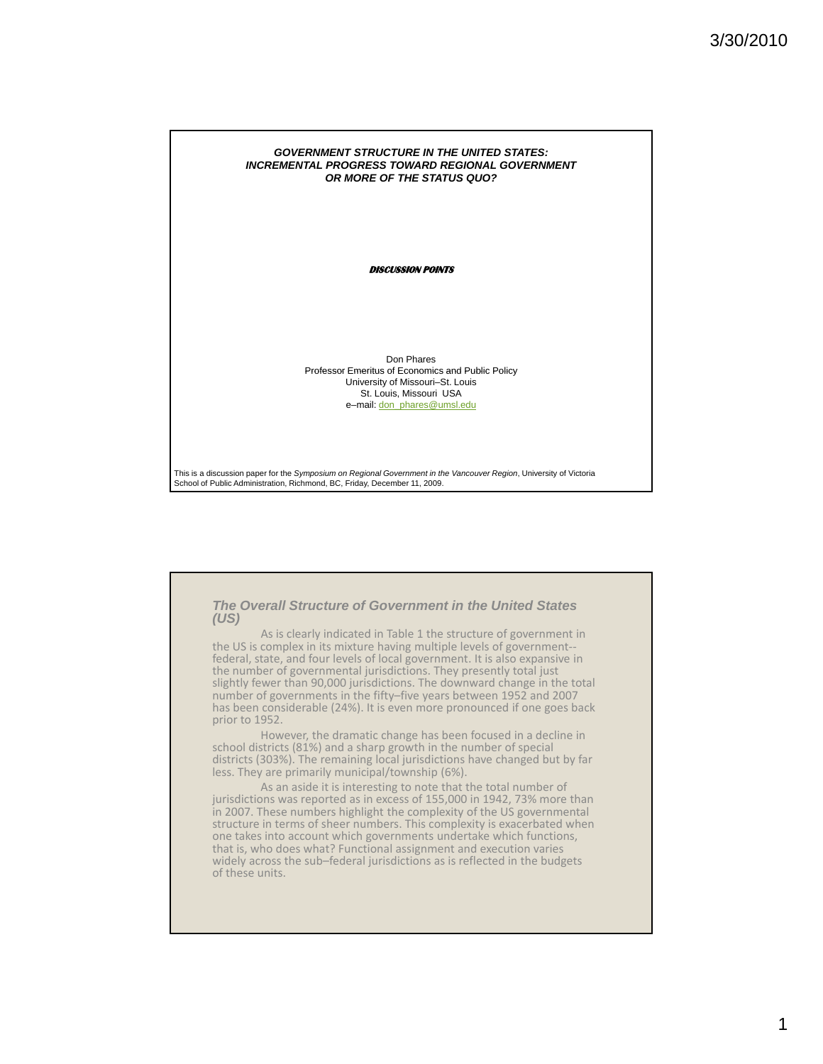# *GOVERNMENT STRUCTURE IN THE UNITED STATES: INCREMENTAL PROGRESS TOWARD REGIONAL GOVERNMENT OR MORE OF THE STATUS QUO?*

***DISCUSSION POINTS***

Don Phares
Professor Emeritus of Economics and Public Policy
University of Missouri–St. Louis
St. Louis, Missouri USA
e–mail: don_phares@umsl.edu

This is a discussion paper for the *Symposium on Regional Government in the Vancouver Region*, University of Victoria School of Public Administration, Richmond, BC, Friday, December 11, 2009.

## *The Overall Structure of Government in the United States (US)*

As is clearly indicated in Table 1 the structure of government in the US is complex in its mixture having multiple levels of government--federal, state, and four levels of local government. It is also expansive in the number of governmental jurisdictions. They presently total just slightly fewer than 90,000 jurisdictions. The downward change in the total number of governments in the fifty–five years between 1952 and 2007 has been considerable (24%). It is even more pronounced if one goes back prior to 1952.

However, the dramatic change has been focused in a decline in school districts (81%) and a sharp growth in the number of special districts (303%). The remaining local jurisdictions have changed but by far less. They are primarily municipal/township (6%).

As an aside it is interesting to note that the total number of jurisdictions was reported as in excess of 155,000 in 1942, 73% more than in 2007. These numbers highlight the complexity of the US governmental structure in terms of sheer numbers. This complexity is exacerbated when one takes into account which governments undertake which functions, that is, who does what? Functional assignment and execution varies widely across the sub–federal jurisdictions as is reflected in the budgets of these units.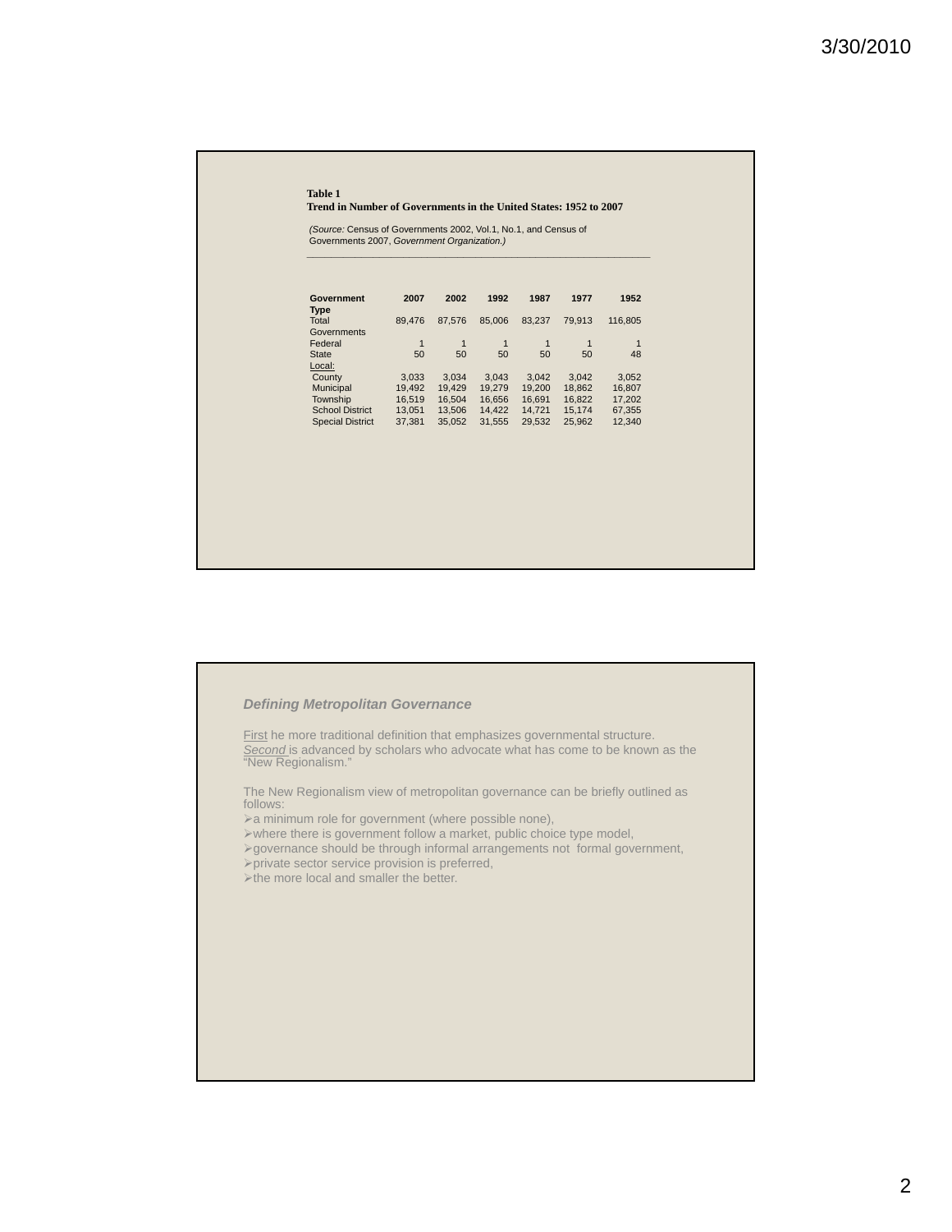**Table 1**
**Trend in Number of Governments in the United States: 1952 to 2007**

*(Source:* Census of Governments 2002, Vol.1, No.1, and Census of Governments 2007, *Government Organization.)*

| Government Type | 2007 | 2002 | 1992 | 1987 | 1977 | 1952 |
|---|---|---|---|---|---|---|
| Total Governments | 89,476 | 87,576 | 85,006 | 83,237 | 79,913 | 116,805 |
| Federal | 1 | 1 | 1 | 1 | 1 | 1 |
| State | 50 | 50 | 50 | 50 | 50 | 48 |
| Local: | | | | | | |
| County | 3,033 | 3,034 | 3,043 | 3,042 | 3,042 | 3,052 |
| Municipal | 19,492 | 19,429 | 19,279 | 19,200 | 18,862 | 16,807 |
| Township | 16,519 | 16,504 | 16,656 | 16,691 | 16,822 | 17,202 |
| School District | 13,051 | 13,506 | 14,422 | 14,721 | 15,174 | 67,355 |
| Special District | 37,381 | 35,052 | 31,555 | 29,532 | 25,962 | 12,340 |

### *Defining Metropolitan Governance*

First he more traditional definition that emphasizes governmental structure.
*Second* is advanced by scholars who advocate what has come to be known as the "New Regionalism."

The New Regionalism view of metropolitan governance can be briefly outlined as follows:

- a minimum role for government (where possible none),
- where there is government follow a market, public choice type model,
- governance should be through informal arrangements not formal government,
- private sector service provision is preferred,
- the more local and smaller the better.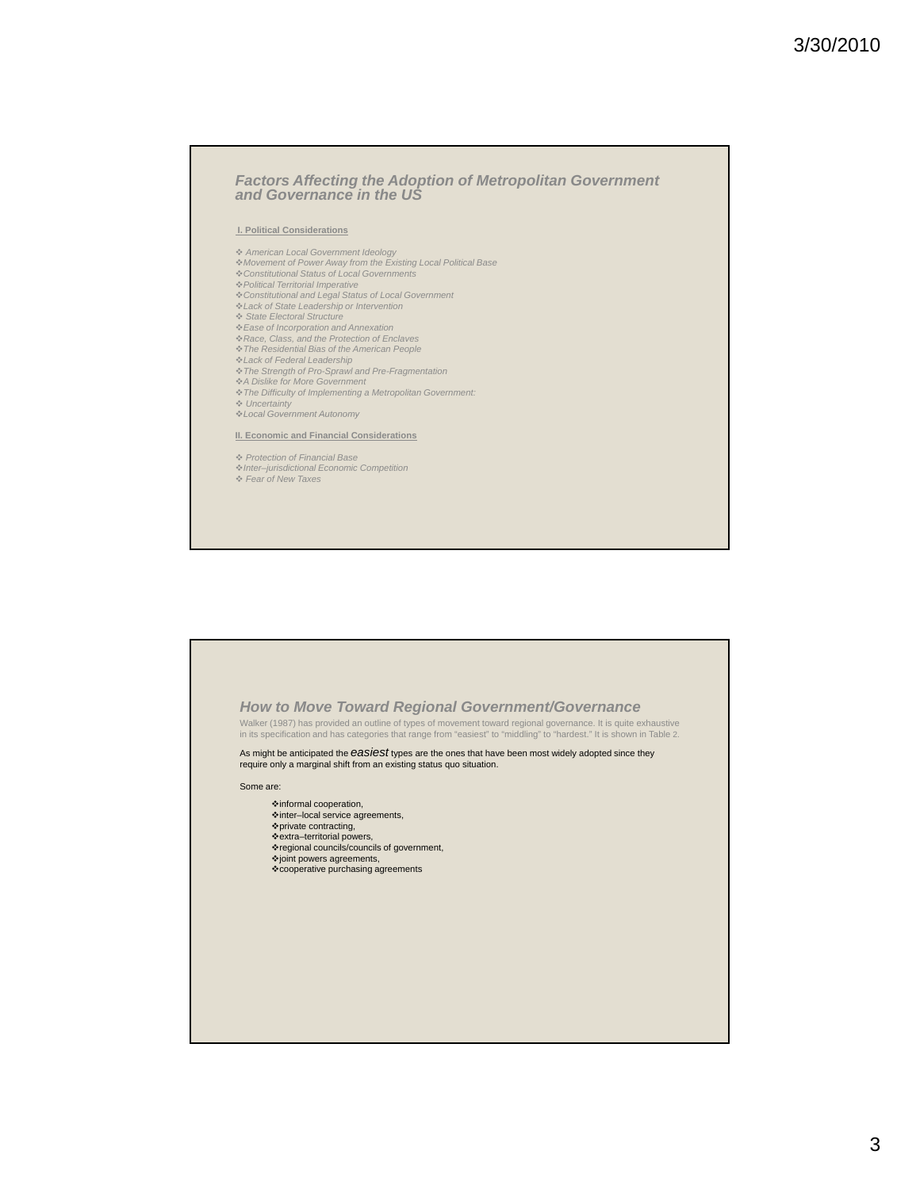## *Factors Affecting the Adoption of Metropolitan Government and Governance in the US*

**I. Political Considerations**

- *American Local Government Ideology*
- *Movement of Power Away from the Existing Local Political Base*
- *Constitutional Status of Local Governments*
- *Political Territorial Imperative*
- *Constitutional and Legal Status of Local Government*
- *Lack of State Leadership or Intervention*
- *State Electoral Structure*
- *Ease of Incorporation and Annexation*
- *Race, Class, and the Protection of Enclaves*
- *The Residential Bias of the American People*
- *Lack of Federal Leadership*
- *The Strength of Pro-Sprawl and Pre-Fragmentation*
- *A Dislike for More Government*
- *The Difficulty of Implementing a Metropolitan Government:*
- *Uncertainty*
- *Local Government Autonomy*

**II. Economic and Financial Considerations**

- *Protection of Financial Base*
- *Inter–jurisdictional Economic Competition*
- *Fear of New Taxes*

## *How to Move Toward Regional Government/Governance*

Walker (1987) has provided an outline of types of movement toward regional governance. It is quite exhaustive in its specification and has categories that range from "easiest" to "middling" to "hardest." It is shown in Table 2.

As might be anticipated the *easiest* types are the ones that have been most widely adopted since they require only a marginal shift from an existing status quo situation.

Some are:

- informal cooperation,
- inter–local service agreements,
- private contracting,
- extra–territorial powers,
- regional councils/councils of government,
- joint powers agreements,
- cooperative purchasing agreements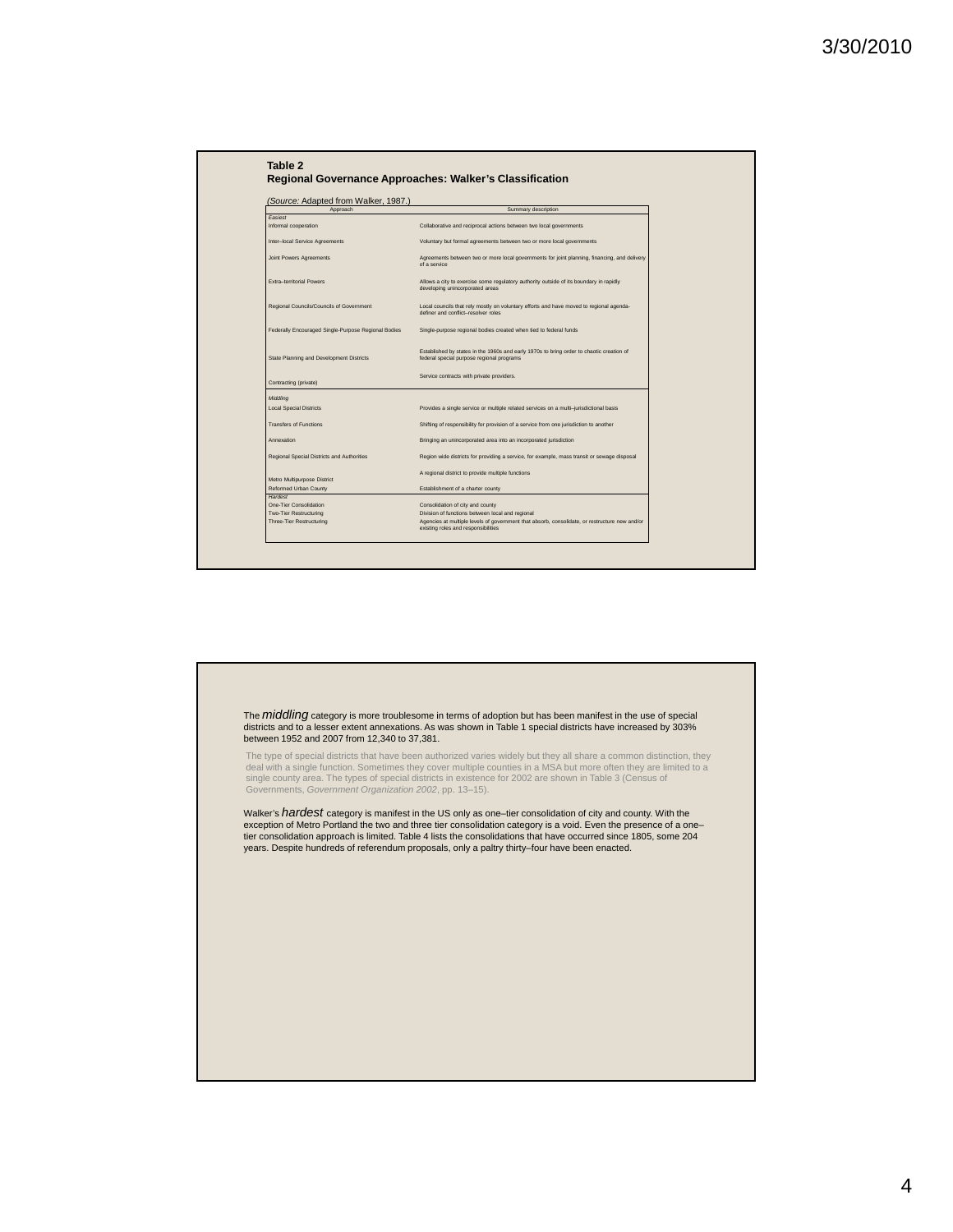**Table 2**
**Regional Governance Approaches: Walker's Classification**

*(Source:* Adapted from Walker, 1987.)

| Approach | Summary description |
|---|---|
| *Easiest* | |
| Informal cooperation | Collaborative and reciprocal actions between two local governments |
| Inter–local Service Agreements | Voluntary but formal agreements between two or more local governments |
| Joint Powers Agreements | Agreements between two or more local governments for joint planning, financing, and delivery of a service |
| Extra–territorial Powers | Allows a city to exercise some regulatory authority outside of its boundary in rapidly developing unincorporated areas |
| Regional Councils/Councils of Government | Local councils that rely mostly on voluntary efforts and have moved to regional agenda-definer and conflict–resolver roles |
| Federally Encouraged Single-Purpose Regional Bodies | Single-purpose regional bodies created when tied to federal funds |
| State Planning and Development Districts | Established by states in the 1960s and early 1970s to bring order to chaotic creation of federal special purpose regional programs |
| Contracting (private) | Service contracts with private providers. |
| *Middling* | |
| Local Special Districts | Provides a single service or multiple related services on a multi–jurisdictional basis |
| Transfers of Functions | Shifting of responsibility for provision of a service from one jurisdiction to another |
| Annexation | Bringing an unincorporated area into an incorporated jurisdiction |
| Regional Special Districts and Authorities | Region wide districts for providing a service, for example, mass transit or sewage disposal |
| Metro Multipurpose District | A regional district to provide multiple functions |
| Reformed Urban County | Establishment of a charter county |
| *Hardest* | |
| One-Tier Consolidation | Consolidation of city and county |
| Two-Tier Restructuring | Division of functions between local and regional |
| Three-Tier Restructuring | Agencies at multiple levels of government that absorb, consolidate, or restructure new and/or existing roles and responsibilities |

The *middling* category is more troublesome in terms of adoption but has been manifest in the use of special districts and to a lesser extent annexations. As was shown in Table 1 special districts have increased by 303% between 1952 and 2007 from 12,340 to 37,381.

The type of special districts that have been authorized varies widely but they all share a common distinction, they deal with a single function. Sometimes they cover multiple counties in a MSA but more often they are limited to a single county area. The types of special districts in existence for 2002 are shown in Table 3 (Census of Governments, *Government Organization 2002*, pp. 13–15).

Walker's *hardest* category is manifest in the US only as one–tier consolidation of city and county. With the exception of Metro Portland the two and three tier consolidation category is a void. Even the presence of a one–tier consolidation approach is limited. Table 4 lists the consolidations that have occurred since 1805, some 204 years. Despite hundreds of referendum proposals, only a paltry thirty–four have been enacted.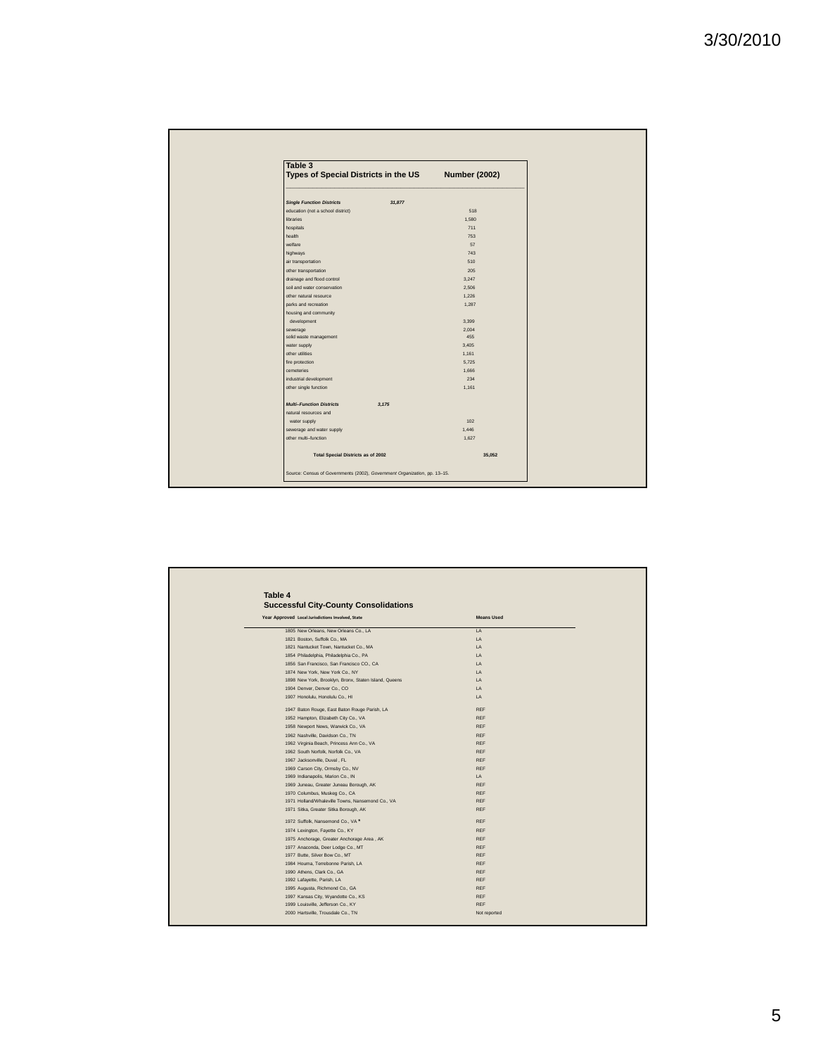## Table 3

**Types of Special Districts in the US — Number (2002)**

| Type | | Number (2002) |
|---|---|---|
| ***Single Function Districts*** | ***31,877*** | |
| education (not a school district) | | 518 |
| libraries | | 1,580 |
| hospitals | | 711 |
| health | | 753 |
| welfare | | 57 |
| highways | | 743 |
| air transportation | | 510 |
| other transportation | | 205 |
| drainage and flood control | | 3,247 |
| soil and water conservation | | 2,506 |
| other natural resource | | 1,226 |
| parks and recreation | | 1,287 |
| housing and community development | | 3,399 |
| sewerage | | 2,004 |
| solid waste management | | 455 |
| water supply | | 3,405 |
| other utilities | | 1,161 |
| fire protection | | 5,725 |
| cemeteries | | 1,666 |
| industrial development | | 234 |
| other single function | | 1,161 |
| ***Multi–Function Districts*** | ***3,175*** | |
| natural resources and water supply | | 102 |
| sewerage and water supply | | 1,446 |
| other multi–function | | 1,627 |
| **Total Special Districts as of 2002** | | **35,052** |

Source: Census of Governments (2002), *Government Organization*, pp. 13–15.

## Table 4

**Successful City-County Consolidations**

| Year Approved | Local Jurisdictions Involved, State | Means Used |
|---|---|---|
| 1805 | New Orleans, New Orleans Co., LA | LA |
| 1821 | Boston, Suffolk Co., MA | LA |
| 1821 | Nantucket Town, Nantucket Co., MA | LA |
| 1854 | Philadelphia, Philadelphia Co., PA | LA |
| 1856 | San Francisco, San Francisco CO., CA | LA |
| 1874 | New York, New York Co., NY | LA |
| 1898 | New York, Brooklyn, Bronx, Staten Island, Queens | LA |
| 1904 | Denver, Denver Co., CO | LA |
| 1907 | Honolulu, Honolulu Co., HI | LA |
| 1947 | Baton Rouge, East Baton Rouge Parish, LA | REF |
| 1952 | Hampton, Elizabeth City Co., VA | REF |
| 1958 | Newport News, Warwick Co., VA | REF |
| 1962 | Nashville, Davidson Co., TN | REF |
| 1962 | Virginia Beach, Princess Ann Co., VA | REF |
| 1962 | South Norfolk, Norfolk Co., VA | REF |
| 1967 | Jacksonville, Duval , FL | REF |
| 1969 | Carson City, Ormsby Co., NV | REF |
| 1969 | Indianapolis, Marion Co., IN | LA |
| 1969 | Juneau, Greater Juneau Borough, AK | REF |
| 1970 | Columbus, Muskeg Co., CA | REF |
| 1971 | Holland/Whaleville Towns, Nansemond Co., VA | REF |
| 1971 | Sitka, Greater Sitka Borough, AK | REF |
| 1972 | Suffolk, Nansemond Co., VA * | REF |
| 1974 | Lexington, Fayette Co., KY | REF |
| 1975 | Anchorage, Greater Anchorage Area , AK | REF |
| 1977 | Anaconda, Deer Lodge Co., MT | REF |
| 1977 | Butte, Silver Bow Co., MT | REF |
| 1984 | Houma, Terrebonne Parish, LA | REF |
| 1990 | Athens, Clark Co., GA | REF |
| 1992 | Lafayette, Parish, LA | REF |
| 1995 | Augusta, Richmond Co., GA | REF |
| 1997 | Kansas City, Wyandotte Co., KS | REF |
| 1999 | Louisville, Jefferson Co., KY | REF |
| 2000 | Hartsville, Trousdale Co., TN | Not reported |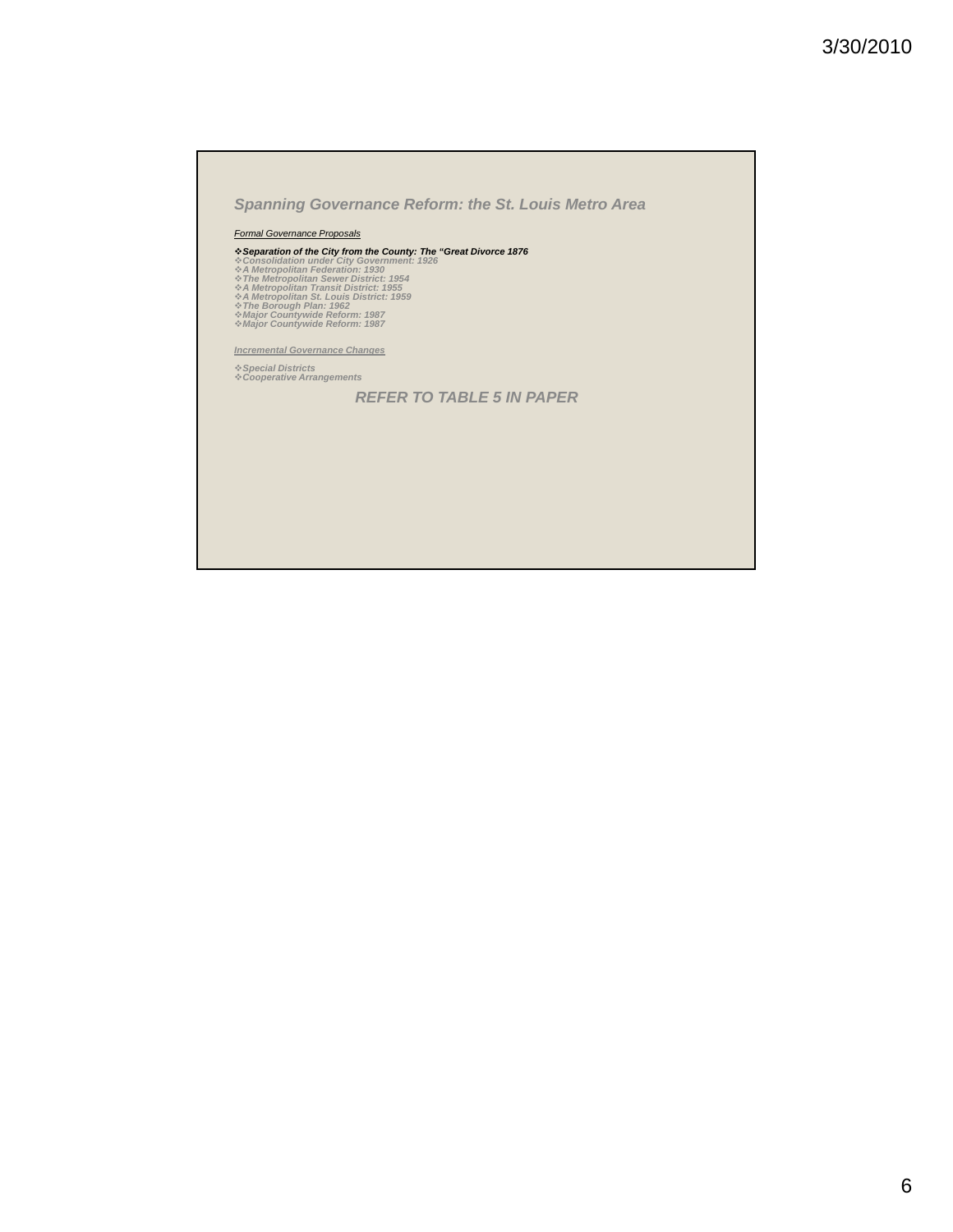## *Spanning Governance Reform: the St. Louis Metro Area*

*Formal Governance Proposals*

- ***Separation of the City from the County: The "Great Divorce 1876***
- ***Consolidation under City Government: 1926***
- ***A Metropolitan Federation: 1930***
- ***The Metropolitan Sewer District: 1954***
- ***A Metropolitan Transit District: 1955***
- ***A Metropolitan St. Louis District: 1959***
- ***The Borough Plan: 1962***
- ***Major Countywide Reform: 1987***
- ***Major Countywide Reform: 1987***

***Incremental Governance Changes***

- ***Special Districts***
- ***Cooperative Arrangements***

***REFER TO TABLE 5 IN PAPER***